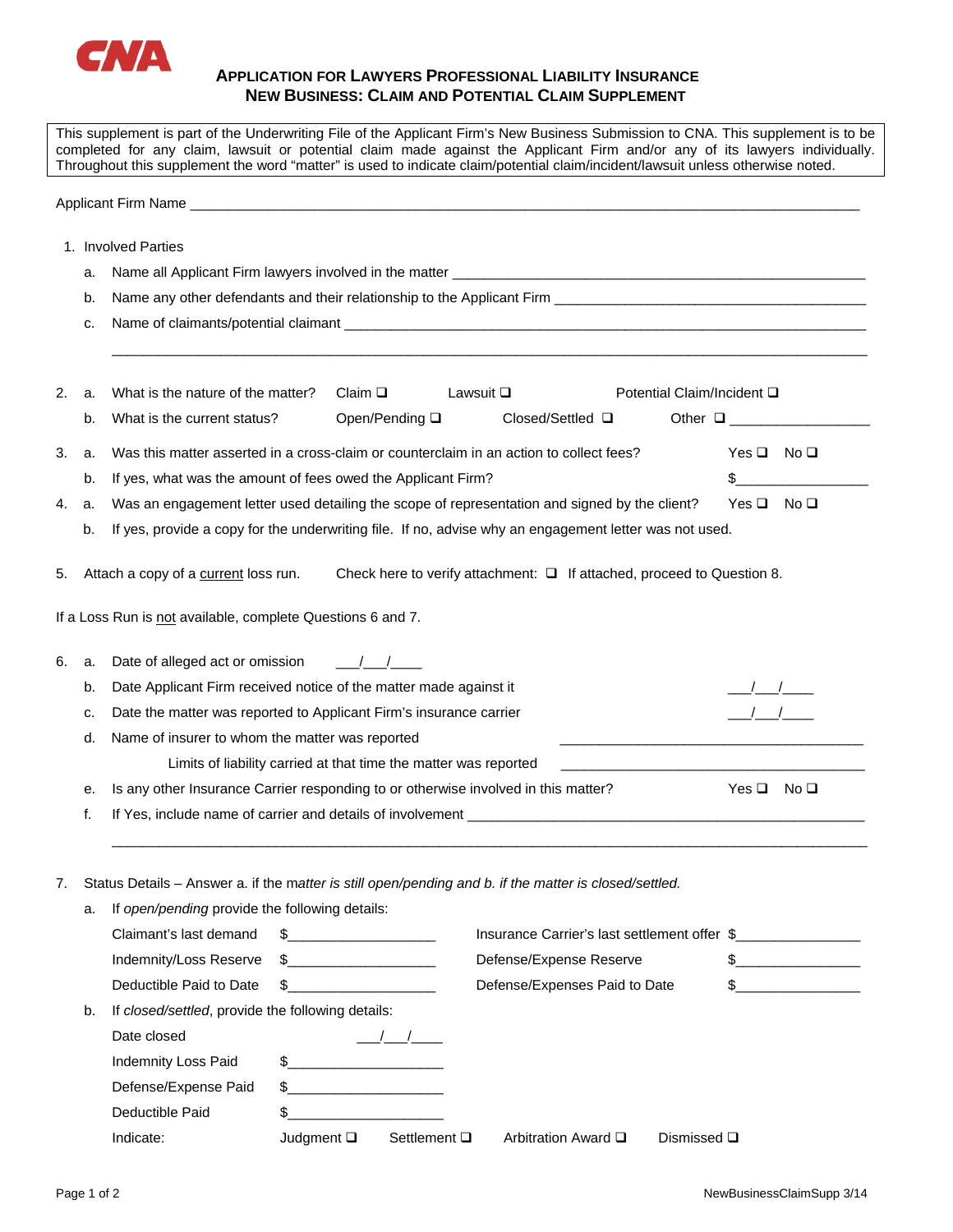CNA

# APPLICATION FOR LAWYERS PROFESSIONAL LIABILITY INSURANCE
## NEW BUSINESS: CLAIM AND POTENTIAL CLAIM SUPPLEMENT

This supplement is part of the Underwriting File of the Applicant Firm's New Business Submission to CNA. This supplement is to be completed for any claim, lawsuit or potential claim made against the Applicant Firm and/or any of its lawyers individually. Throughout this supplement the word "matter" is used to indicate claim/potential claim/incident/lawsuit unless otherwise noted.

Applicant Firm Name ____________________________________________________________

1. Involved Parties
   a. Name all Applicant Firm lawyers involved in the matter ________________________________
   b. Name any other defendants and their relationship to the Applicant Firm ________________________
   c. Name of claimants/potential claimant ____________________________________________
   ____________________________________________________________________________

2. a. What is the nature of the matter? Claim ☐ Lawsuit ☐ Potential Claim/Incident ☐
   b. What is the current status? Open/Pending ☐ Closed/Settled ☐ Other ☐ ______________

3. a. Was this matter asserted in a cross-claim or counterclaim in an action to collect fees? Yes ☐ No ☐
   b. If yes, what was the amount of fees owed the Applicant Firm? $______________

4. a. Was an engagement letter used detailing the scope of representation and signed by the client? Yes ☐ No ☐
   b. If yes, provide a copy for the underwriting file. If no, advise why an engagement letter was not used.

5. Attach a copy of a <u>current</u> loss run. Check here to verify attachment: ☐ If attached, proceed to Question 8.

If a Loss Run is <u>not</u> available, complete Questions 6 and 7.

6. a. Date of alleged act or omission ___/___/____
   b. Date Applicant Firm received notice of the matter made against it ___/___/____
   c. Date the matter was reported to Applicant Firm's insurance carrier ___/___/____
   d. Name of insurer to whom the matter was reported ______________________________
      Limits of liability carried at that time the matter was reported ______________________________
   e. Is any other Insurance Carrier responding to or otherwise involved in this matter? Yes ☐ No ☐
   f. If Yes, include name of carrier and details of involvement ________________________________
   ____________________________________________________________________________

7. Status Details – Answer a. if the m*atter is still open/pending and b. if the matter is closed/settled.*
   a. If *open/pending* provide the following details:

      Claimant's last demand $______________ Insurance Carrier's last settlement offer $______________
      Indemnity/Loss Reserve $______________ Defense/Expense Reserve $______________
      Deductible Paid to Date $______________ Defense/Expenses Paid to Date $______________

   b. If *closed/settled*, provide the following details:

      Date closed ___/___/____
      Indemnity Loss Paid $______________
      Defense/Expense Paid $______________
      Deductible Paid $______________
      Indicate: Judgment ☐ Settlement ☐ Arbitration Award ☐ Dismissed ☐

NewBusinessClaimSupp 3/14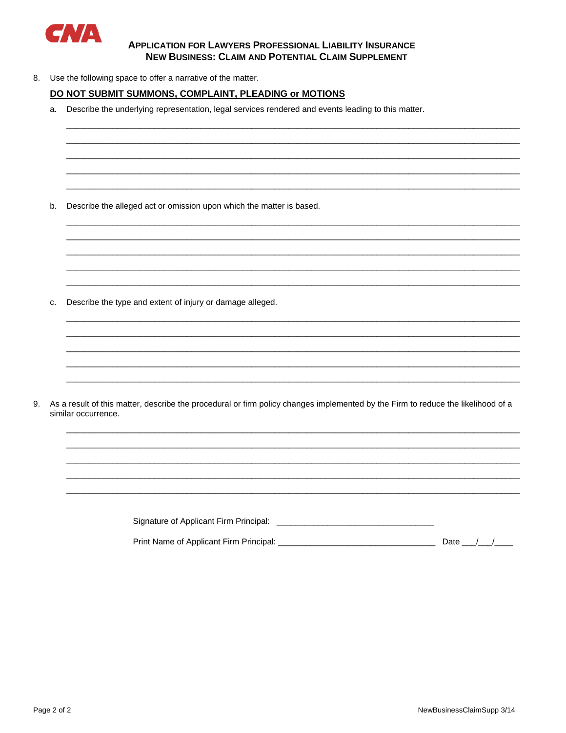# APPLICATION FOR LAWYERS PROFESSIONAL LIABILITY INSURANCE
## NEW BUSINESS: CLAIM AND POTENTIAL CLAIM SUPPLEMENT

8. Use the following space to offer a narrative of the matter.

**DO NOT SUBMIT SUMMONS, COMPLAINT, PLEADING or MOTIONS**

a. Describe the underlying representation, legal services rendered and events leading to this matter.

______________________________________________________________________________
______________________________________________________________________________
______________________________________________________________________________
______________________________________________________________________________
______________________________________________________________________________

b. Describe the alleged act or omission upon which the matter is based.

______________________________________________________________________________
______________________________________________________________________________
______________________________________________________________________________
______________________________________________________________________________
______________________________________________________________________________

c. Describe the type and extent of injury or damage alleged.

______________________________________________________________________________
______________________________________________________________________________
______________________________________________________________________________
______________________________________________________________________________
______________________________________________________________________________

9. As a result of this matter, describe the procedural or firm policy changes implemented by the Firm to reduce the likelihood of a similar occurrence.

______________________________________________________________________________
______________________________________________________________________________
______________________________________________________________________________
______________________________________________________________________________
______________________________________________________________________________

Signature of Applicant Firm Principal: _________________________________

Print Name of Applicant Firm Principal: _________________________________ Date ___/___/____

NewBusinessClaimSupp 3/14